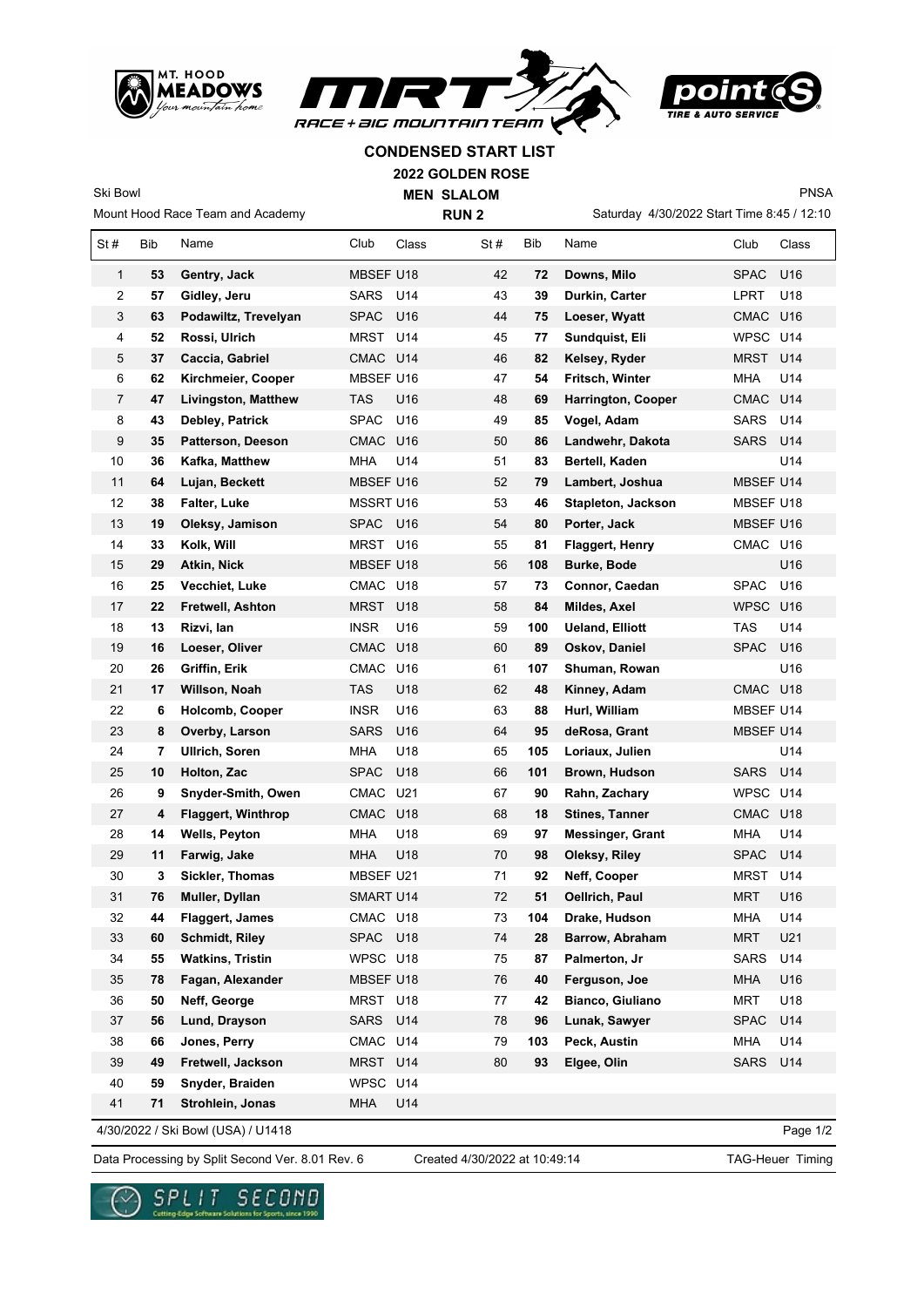# CONDENSED START LIST

## 2022 GOLDEN ROSE

Ski Bowl

**MEN SLALOM**

PNSA

Mount Hood Race Team and Academy

**RUN 2**

Saturday 4/30/2022 Start Time 8:45 / 12:10

| St # | Bib | Name | Club | Class | St # | Bib | Name | Club | Class |
|---|---|---|---|---|---|---|---|---|---|
| 1 | **53** | **Gentry, Jack** | MBSEF | U18 | 42 | **72** | **Downs, Milo** | SPAC | U16 |
| 2 | **57** | **Gidley, Jeru** | SARS | U14 | 43 | **39** | **Durkin, Carter** | LPRT | U18 |
| 3 | **63** | **Podawiltz, Trevelyan** | SPAC | U16 | 44 | **75** | **Loeser, Wyatt** | CMAC | U16 |
| 4 | **52** | **Rossi, Ulrich** | MRST | U14 | 45 | **77** | **Sundquist, Eli** | WPSC | U14 |
| 5 | **37** | **Caccia, Gabriel** | CMAC | U14 | 46 | **82** | **Kelsey, Ryder** | MRST | U14 |
| 6 | **62** | **Kirchmeier, Cooper** | MBSEF | U16 | 47 | **54** | **Fritsch, Winter** | MHA | U14 |
| 7 | **47** | **Livingston, Matthew** | TAS | U16 | 48 | **69** | **Harrington, Cooper** | CMAC | U14 |
| 8 | **43** | **Debley, Patrick** | SPAC | U16 | 49 | **85** | **Vogel, Adam** | SARS | U14 |
| 9 | **35** | **Patterson, Deeson** | CMAC | U16 | 50 | **86** | **Landwehr, Dakota** | SARS | U14 |
| 10 | **36** | **Kafka, Matthew** | MHA | U14 | 51 | **83** | **Bertell, Kaden** | | U14 |
| 11 | **64** | **Lujan, Beckett** | MBSEF | U16 | 52 | **79** | **Lambert, Joshua** | MBSEF | U14 |
| 12 | **38** | **Falter, Luke** | MSSRT | U16 | 53 | **46** | **Stapleton, Jackson** | MBSEF | U18 |
| 13 | **19** | **Oleksy, Jamison** | SPAC | U16 | 54 | **80** | **Porter, Jack** | MBSEF | U16 |
| 14 | **33** | **Kolk, Will** | MRST | U16 | 55 | **81** | **Flaggert, Henry** | CMAC | U16 |
| 15 | **29** | **Atkin, Nick** | MBSEF | U18 | 56 | **108** | **Burke, Bode** | | U16 |
| 16 | **25** | **Vecchiet, Luke** | CMAC | U18 | 57 | **73** | **Connor, Caedan** | SPAC | U16 |
| 17 | **22** | **Fretwell, Ashton** | MRST | U18 | 58 | **84** | **Mildes, Axel** | WPSC | U16 |
| 18 | **13** | **Rizvi, Ian** | INSR | U16 | 59 | **100** | **Ueland, Elliott** | TAS | U14 |
| 19 | **16** | **Loeser, Oliver** | CMAC | U18 | 60 | **89** | **Oskov, Daniel** | SPAC | U16 |
| 20 | **26** | **Griffin, Erik** | CMAC | U16 | 61 | **107** | **Shuman, Rowan** | | U16 |
| 21 | **17** | **Willson, Noah** | TAS | U18 | 62 | **48** | **Kinney, Adam** | CMAC | U18 |
| 22 | **6** | **Holcomb, Cooper** | INSR | U16 | 63 | **88** | **Hurl, William** | MBSEF | U14 |
| 23 | **8** | **Overby, Larson** | SARS | U16 | 64 | **95** | **deRosa, Grant** | MBSEF | U14 |
| 24 | **7** | **Ullrich, Soren** | MHA | U18 | 65 | **105** | **Loriaux, Julien** | | U14 |
| 25 | **10** | **Holton, Zac** | SPAC | U18 | 66 | **101** | **Brown, Hudson** | SARS | U14 |
| 26 | **9** | **Snyder-Smith, Owen** | CMAC | U21 | 67 | **90** | **Rahn, Zachary** | WPSC | U14 |
| 27 | **4** | **Flaggert, Winthrop** | CMAC | U18 | 68 | **18** | **Stines, Tanner** | CMAC | U18 |
| 28 | **14** | **Wells, Peyton** | MHA | U18 | 69 | **97** | **Messinger, Grant** | MHA | U14 |
| 29 | **11** | **Farwig, Jake** | MHA | U18 | 70 | **98** | **Oleksy, Riley** | SPAC | U14 |
| 30 | **3** | **Sickler, Thomas** | MBSEF | U21 | 71 | **92** | **Neff, Cooper** | MRST | U14 |
| 31 | **76** | **Muller, Dyllan** | SMART | U14 | 72 | **51** | **Oellrich, Paul** | MRT | U16 |
| 32 | **44** | **Flaggert, James** | CMAC | U18 | 73 | **104** | **Drake, Hudson** | MHA | U14 |
| 33 | **60** | **Schmidt, Riley** | SPAC | U18 | 74 | **28** | **Barrow, Abraham** | MRT | U21 |
| 34 | **55** | **Watkins, Tristin** | WPSC | U18 | 75 | **87** | **Palmerton, Jr** | SARS | U14 |
| 35 | **78** | **Fagan, Alexander** | MBSEF | U18 | 76 | **40** | **Ferguson, Joe** | MHA | U16 |
| 36 | **50** | **Neff, George** | MRST | U18 | 77 | **42** | **Bianco, Giuliano** | MRT | U18 |
| 37 | **56** | **Lund, Drayson** | SARS | U14 | 78 | **96** | **Lunak, Sawyer** | SPAC | U14 |
| 38 | **66** | **Jones, Perry** | CMAC | U14 | 79 | **103** | **Peck, Austin** | MHA | U14 |
| 39 | **49** | **Fretwell, Jackson** | MRST | U14 | 80 | **93** | **Elgee, Olin** | SARS | U14 |
| 40 | **59** | **Snyder, Braiden** | WPSC | U14 | | | | | |
| 41 | **71** | **Strohlein, Jonas** | MHA | U14 | | | | | |

4/30/2022 / Ski Bowl (USA) / U1418

Data Processing by Split Second Ver. 8.01 Rev. 6 — Created 4/30/2022 at 10:49:14 — TAG-Heuer Timing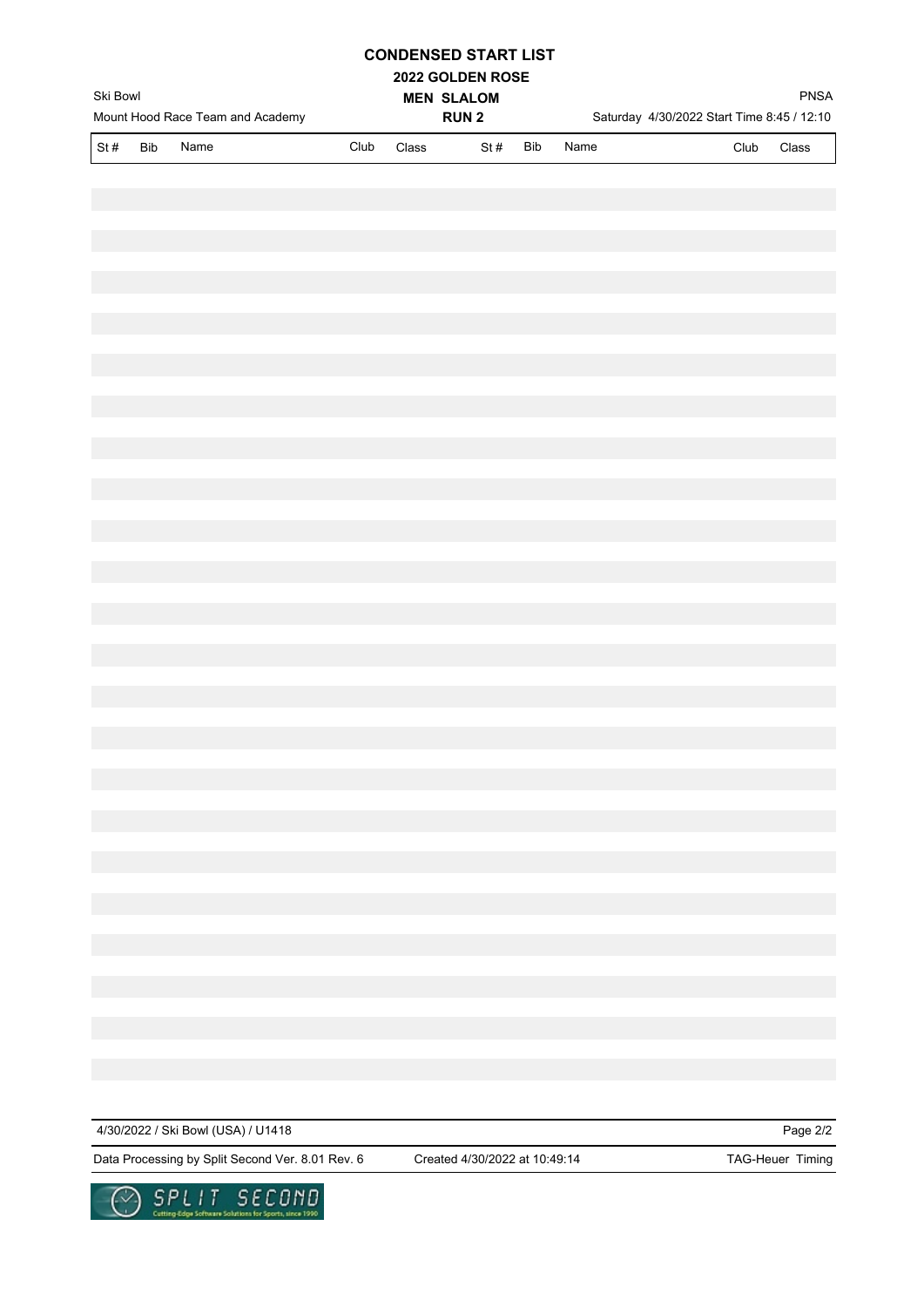# CONDENSED START LIST

## 2022 GOLDEN ROSE

Ski Bowl

Mount Hood Race Team and Academy

**MEN SLALOM**

**RUN 2**

PNSA

Saturday 4/30/2022 Start Time 8:45 / 12:10

| St # | Bib | Name | Club | Class | St # | Bib | Name | Club | Class |
|---|---|---|---|---|---|---|---|---|---|

4/30/2022 / Ski Bowl (USA) / U1418

Data Processing by Split Second Ver. 8.01 Rev. 6

Created 4/30/2022 at 10:49:14

TAG-Heuer Timing